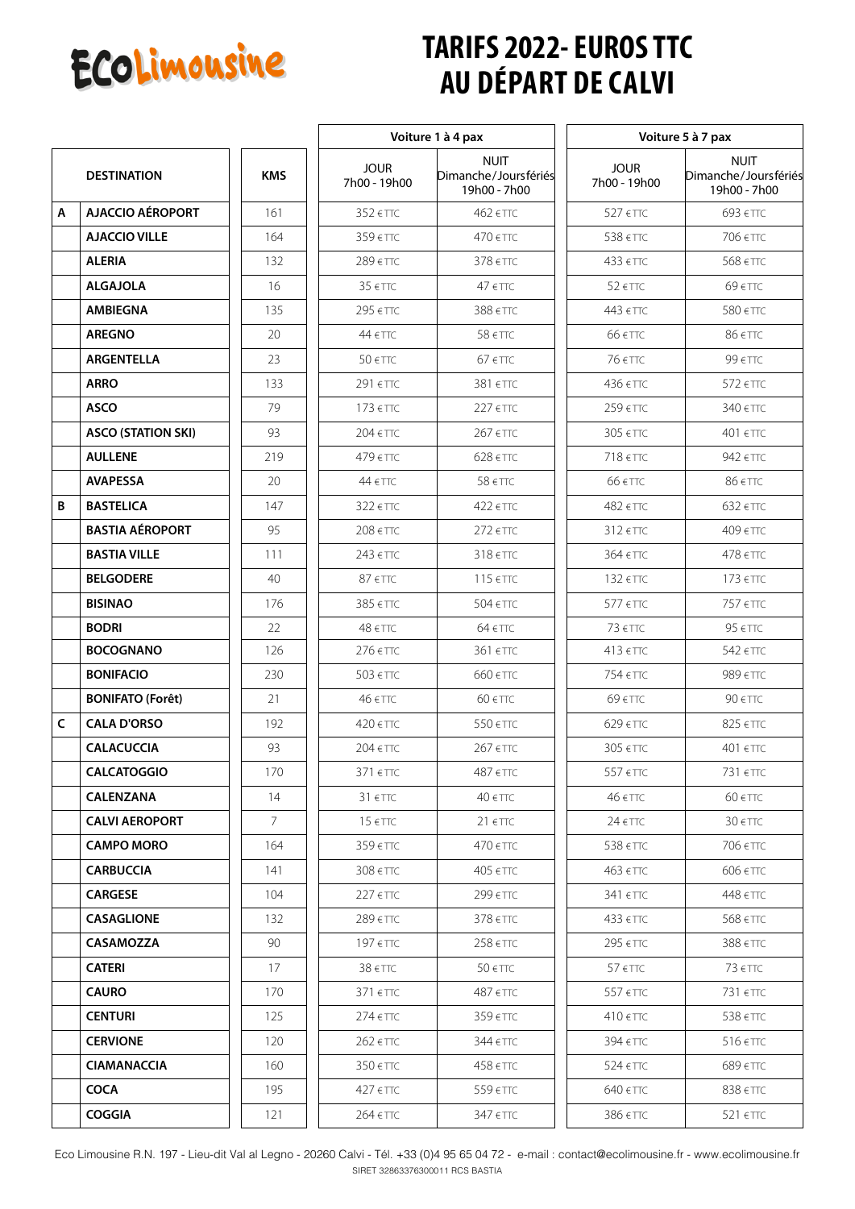EcoLimousine

# TARIFS 2022- EUROS TTC AU DÉPART DE CALVI

| | DESTINATION | KMS | Voiture 1 à 4 pax | | Voiture 5 à 7 pax | |
|---|---|---|---|---|---|---|
| | | | JOUR 7h00 - 19h00 | NUIT Dimanche/Jours fériés 19h00 - 7h00 | JOUR 7h00 - 19h00 | NUIT Dimanche/Jours fériés 19h00 - 7h00 |
| A | AJACCIO AÉROPORT | 161 | 352 €TTC | 462 €TTC | 527 €TTC | 693 €TTC |
| | AJACCIO VILLE | 164 | 359 €TTC | 470 €TTC | 538 €TTC | 706 €TTC |
| | ALERIA | 132 | 289 €TTC | 378 €TTC | 433 €TTC | 568 €TTC |
| | ALGAJOLA | 16 | 35 €TTC | 47 €TTC | 52 €TTC | 69 €TTC |
| | AMBIEGNA | 135 | 295 €TTC | 388 €TTC | 443 €TTC | 580 €TTC |
| | AREGNO | 20 | 44 €TTC | 58 €TTC | 66 €TTC | 86 €TTC |
| | ARGENTELLA | 23 | 50 €TTC | 67 €TTC | 76 €TTC | 99 €TTC |
| | ARRO | 133 | 291 €TTC | 381 €TTC | 436 €TTC | 572 €TTC |
| | ASCO | 79 | 173 €TTC | 227 €TTC | 259 €TTC | 340 €TTC |
| | ASCO (STATION SKI) | 93 | 204 €TTC | 267 €TTC | 305 €TTC | 401 €TTC |
| | AULLENE | 219 | 479 €TTC | 628 €TTC | 718 €TTC | 942 €TTC |
| | AVAPESSA | 20 | 44 €TTC | 58 €TTC | 66 €TTC | 86 €TTC |
| B | BASTELICA | 147 | 322 €TTC | 422 €TTC | 482 €TTC | 632 €TTC |
| | BASTIA AÉROPORT | 95 | 208 €TTC | 272 €TTC | 312 €TTC | 409 €TTC |
| | BASTIA VILLE | 111 | 243 €TTC | 318 €TTC | 364 €TTC | 478 €TTC |
| | BELGODERE | 40 | 87 €TTC | 115 €TTC | 132 €TTC | 173 €TTC |
| | BISINAO | 176 | 385 €TTC | 504 €TTC | 577 €TTC | 757 €TTC |
| | BODRI | 22 | 48 €TTC | 64 €TTC | 73 €TTC | 95 €TTC |
| | BOCOGNANO | 126 | 276 €TTC | 361 €TTC | 413 €TTC | 542 €TTC |
| | BONIFACIO | 230 | 503 €TTC | 660 €TTC | 754 €TTC | 989 €TTC |
| | BONIFATO (Forêt) | 21 | 46 €TTC | 60 €TTC | 69 €TTC | 90 €TTC |
| C | CALA D'ORSO | 192 | 420 €TTC | 550 €TTC | 629 €TTC | 825 €TTC |
| | CALACUCCIA | 93 | 204 €TTC | 267 €TTC | 305 €TTC | 401 €TTC |
| | CALCATOGGIO | 170 | 371 €TTC | 487 €TTC | 557 €TTC | 731 €TTC |
| | CALENZANA | 14 | 31 €TTC | 40 €TTC | 46 €TTC | 60 €TTC |
| | CALVI AEROPORT | 7 | 15 €TTC | 21 €TTC | 24 €TTC | 30 €TTC |
| | CAMPO MORO | 164 | 359 €TTC | 470 €TTC | 538 €TTC | 706 €TTC |
| | CARBUCCIA | 141 | 308 €TTC | 405 €TTC | 463 €TTC | 606 €TTC |
| | CARGESE | 104 | 227 €TTC | 299 €TTC | 341 €TTC | 448 €TTC |
| | CASAGLIONE | 132 | 289 €TTC | 378 €TTC | 433 €TTC | 568 €TTC |
| | CASAMOZZA | 90 | 197 €TTC | 258 €TTC | 295 €TTC | 388 €TTC |
| | CATERI | 17 | 38 €TTC | 50 €TTC | 57 €TTC | 73 €TTC |
| | CAURO | 170 | 371 €TTC | 487 €TTC | 557 €TTC | 731 €TTC |
| | CENTURI | 125 | 274 €TTC | 359 €TTC | 410 €TTC | 538 €TTC |
| | CERVIONE | 120 | 262 €TTC | 344 €TTC | 394 €TTC | 516 €TTC |
| | CIAMANACCIA | 160 | 350 €TTC | 458 €TTC | 524 €TTC | 689 €TTC |
| | COCA | 195 | 427 €TTC | 559 €TTC | 640 €TTC | 838 €TTC |
| | COGGIA | 121 | 264 €TTC | 347 €TTC | 386 €TTC | 521 €TTC |

Eco Limousine R.N. 197 - Lieu-dit Val al Legno - 20260 Calvi - Tél. +33 (0)4 95 65 04 72 - e-mail : contact@ecolimousine.fr - www.ecolimousine.fr
SIRET 32863376300011 RCS BASTIA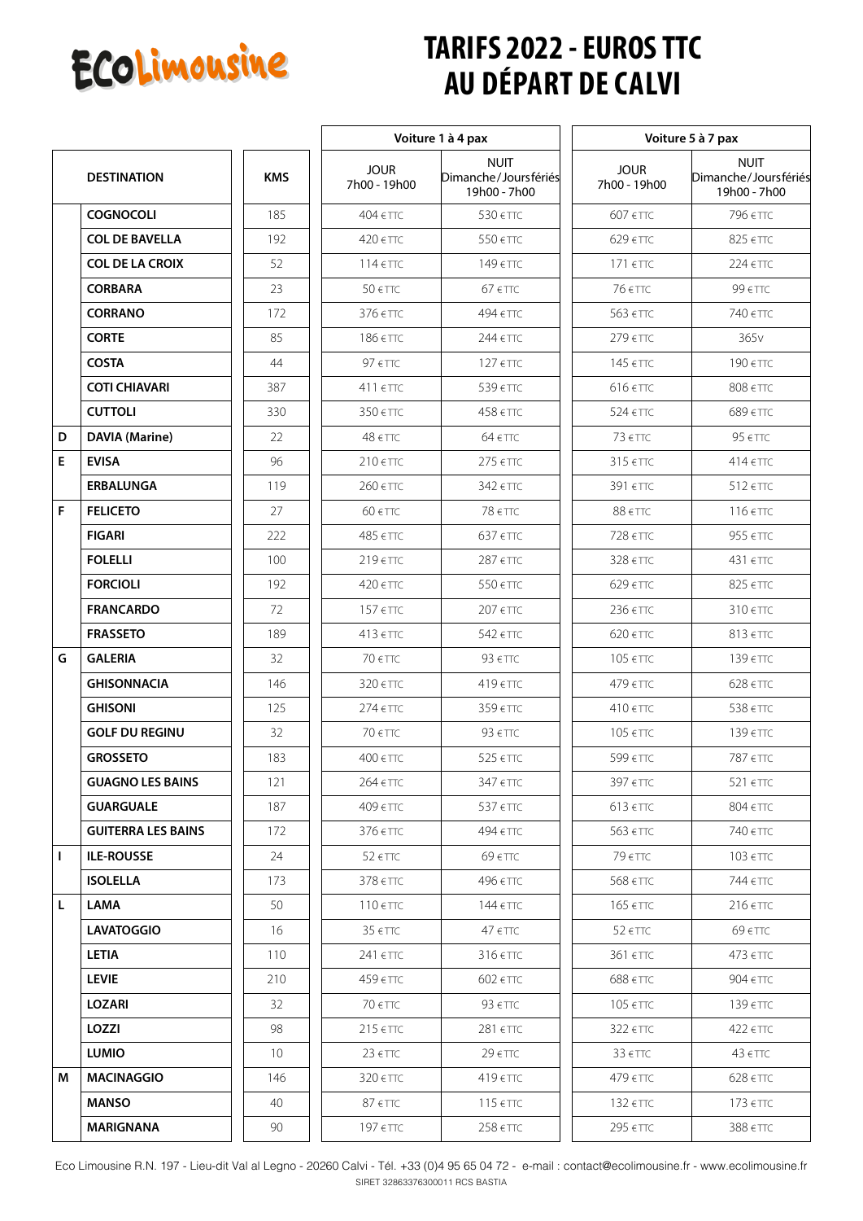EcoLimousine

# TARIFS 2022 - EUROS TTC AU DÉPART DE CALVI

| | DESTINATION | KMS | Voiture 1 à 4 pax | | Voiture 5 à 7 pax | |
|---|---|---|---|---|---|---|
| | | | JOUR 7h00 - 19h00 | NUIT Dimanche/Jours fériés 19h00 - 7h00 | JOUR 7h00 - 19h00 | NUIT Dimanche/Jours fériés 19h00 - 7h00 |
| | **COGNOCOLI** | 185 | 404 € TTC | 530 € TTC | 607 € TTC | 796 € TTC |
| | **COL DE BAVELLA** | 192 | 420 € TTC | 550 € TTC | 629 € TTC | 825 € TTC |
| | **COL DE LA CROIX** | 52 | 114 € TTC | 149 € TTC | 171 € TTC | 224 € TTC |
| | **CORBARA** | 23 | 50 € TTC | 67 € TTC | 76 € TTC | 99 € TTC |
| | **CORRANO** | 172 | 376 € TTC | 494 € TTC | 563 € TTC | 740 € TTC |
| | **CORTE** | 85 | 186 € TTC | 244 € TTC | 279 € TTC | 365v |
| | **COSTA** | 44 | 97 € TTC | 127 € TTC | 145 € TTC | 190 € TTC |
| | **COTI CHIAVARI** | 387 | 411 € TTC | 539 € TTC | 616 € TTC | 808 € TTC |
| | **CUTTOLI** | 330 | 350 € TTC | 458 € TTC | 524 € TTC | 689 € TTC |
| **D** | **DAVIA (Marine)** | 22 | 48 € TTC | 64 € TTC | 73 € TTC | 95 € TTC |
| **E** | **EVISA** | 96 | 210 € TTC | 275 € TTC | 315 € TTC | 414 € TTC |
| | **ERBALUNGA** | 119 | 260 € TTC | 342 € TTC | 391 € TTC | 512 € TTC |
| **F** | **FELICETO** | 27 | 60 € TTC | 78 € TTC | 88 € TTC | 116 € TTC |
| | **FIGARI** | 222 | 485 € TTC | 637 € TTC | 728 € TTC | 955 € TTC |
| | **FOLELLI** | 100 | 219 € TTC | 287 € TTC | 328 € TTC | 431 € TTC |
| | **FORCIOLI** | 192 | 420 € TTC | 550 € TTC | 629 € TTC | 825 € TTC |
| | **FRANCARDO** | 72 | 157 € TTC | 207 € TTC | 236 € TTC | 310 € TTC |
| | **FRASSETO** | 189 | 413 € TTC | 542 € TTC | 620 € TTC | 813 € TTC |
| **G** | **GALERIA** | 32 | 70 € TTC | 93 € TTC | 105 € TTC | 139 € TTC |
| | **GHISONNACIA** | 146 | 320 € TTC | 419 € TTC | 479 € TTC | 628 € TTC |
| | **GHISONI** | 125 | 274 € TTC | 359 € TTC | 410 € TTC | 538 € TTC |
| | **GOLF DU REGINU** | 32 | 70 € TTC | 93 € TTC | 105 € TTC | 139 € TTC |
| | **GROSSETO** | 183 | 400 € TTC | 525 € TTC | 599 € TTC | 787 € TTC |
| | **GUAGNO LES BAINS** | 121 | 264 € TTC | 347 € TTC | 397 € TTC | 521 € TTC |
| | **GUARGUALE** | 187 | 409 € TTC | 537 € TTC | 613 € TTC | 804 € TTC |
| | **GUITERRA LES BAINS** | 172 | 376 € TTC | 494 € TTC | 563 € TTC | 740 € TTC |
| **I** | **ILE-ROUSSE** | 24 | 52 € TTC | 69 € TTC | 79 € TTC | 103 € TTC |
| | **ISOLELLA** | 173 | 378 € TTC | 496 € TTC | 568 € TTC | 744 € TTC |
| **L** | **LAMA** | 50 | 110 € TTC | 144 € TTC | 165 € TTC | 216 € TTC |
| | **LAVATOGGIO** | 16 | 35 € TTC | 47 € TTC | 52 € TTC | 69 € TTC |
| | **LETIA** | 110 | 241 € TTC | 316 € TTC | 361 € TTC | 473 € TTC |
| | **LEVIE** | 210 | 459 € TTC | 602 € TTC | 688 € TTC | 904 € TTC |
| | **LOZARI** | 32 | 70 € TTC | 93 € TTC | 105 € TTC | 139 € TTC |
| | **LOZZI** | 98 | 215 € TTC | 281 € TTC | 322 € TTC | 422 € TTC |
| | **LUMIO** | 10 | 23 € TTC | 29 € TTC | 33 € TTC | 43 € TTC |
| **M** | **MACINAGGIO** | 146 | 320 € TTC | 419 € TTC | 479 € TTC | 628 € TTC |
| | **MANSO** | 40 | 87 € TTC | 115 € TTC | 132 € TTC | 173 € TTC |
| | **MARIGNANA** | 90 | 197 € TTC | 258 € TTC | 295 € TTC | 388 € TTC |

Eco Limousine R.N. 197 - Lieu-dit Val al Legno - 20260 Calvi - Tél. +33 (0)4 95 65 04 72 - e-mail : contact@ecolimousine.fr - www.ecolimousine.fr
SIRET 32863376300011 RCS BASTIA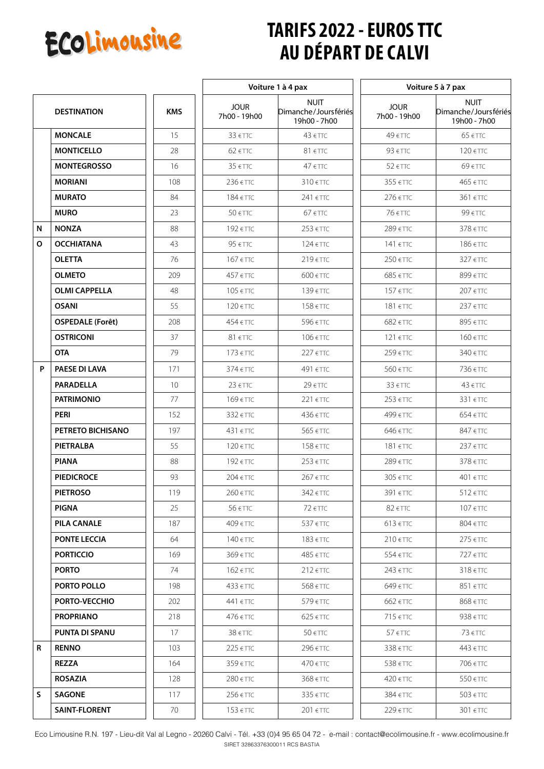EcoLimousine

# TARIFS 2022 - EUROS TTC AU DÉPART DE CALVI

| | DESTINATION | KMS | Voiture 1 à 4 pax | | Voiture 5 à 7 pax | |
|---|---|---|---|---|---|---|
| | | | JOUR 7h00 - 19h00 | NUIT Dimanche/Jours fériés 19h00 - 7h00 | JOUR 7h00 - 19h00 | NUIT Dimanche/Jours fériés 19h00 - 7h00 |
| | **MONCALE** | 15 | 33 €TTC | 43 €TTC | 49 €TTC | 65 €TTC |
| | **MONTICELLO** | 28 | 62 €TTC | 81 €TTC | 93 €TTC | 120 €TTC |
| | **MONTEGROSSO** | 16 | 35 €TTC | 47 €TTC | 52 €TTC | 69 €TTC |
| | **MORIANI** | 108 | 236 €TTC | 310 €TTC | 355 €TTC | 465 €TTC |
| | **MURATO** | 84 | 184 €TTC | 241 €TTC | 276 €TTC | 361 €TTC |
| | **MURO** | 23 | 50 €TTC | 67 €TTC | 76 €TTC | 99 €TTC |
| **N** | **NONZA** | 88 | 192 €TTC | 253 €TTC | 289 €TTC | 378 €TTC |
| **O** | **OCCHIATANA** | 43 | 95 €TTC | 124 €TTC | 141 €TTC | 186 €TTC |
| | **OLETTA** | 76 | 167 €TTC | 219 €TTC | 250 €TTC | 327 €TTC |
| | **OLMETO** | 209 | 457 €TTC | 600 €TTC | 685 €TTC | 899 €TTC |
| | **OLMI CAPPELLA** | 48 | 105 €TTC | 139 €TTC | 157 €TTC | 207 €TTC |
| | **OSANI** | 55 | 120 €TTC | 158 €TTC | 181 €TTC | 237 €TTC |
| | **OSPEDALE (Forêt)** | 208 | 454 €TTC | 596 €TTC | 682 €TTC | 895 €TTC |
| | **OSTRICONI** | 37 | 81 €TTC | 106 €TTC | 121 €TTC | 160 €TTC |
| | **OTA** | 79 | 173 €TTC | 227 €TTC | 259 €TTC | 340 €TTC |
| **P** | **PAESE DI LAVA** | 171 | 374 €TTC | 491 €TTC | 560 €TTC | 736 €TTC |
| | **PARADELLA** | 10 | 23 €TTC | 29 €TTC | 33 €TTC | 43 €TTC |
| | **PATRIMONIO** | 77 | 169 €TTC | 221 €TTC | 253 €TTC | 331 €TTC |
| | **PERI** | 152 | 332 €TTC | 436 €TTC | 499 €TTC | 654 €TTC |
| | **PETRETO BICHISANO** | 197 | 431 €TTC | 565 €TTC | 646 €TTC | 847 €TTC |
| | **PIETRALBA** | 55 | 120 €TTC | 158 €TTC | 181 €TTC | 237 €TTC |
| | **PIANA** | 88 | 192 €TTC | 253 €TTC | 289 €TTC | 378 €TTC |
| | **PIEDICROCE** | 93 | 204 €TTC | 267 €TTC | 305 €TTC | 401 €TTC |
| | **PIETROSO** | 119 | 260 €TTC | 342 €TTC | 391 €TTC | 512 €TTC |
| | **PIGNA** | 25 | 56 €TTC | 72 €TTC | 82 €TTC | 107 €TTC |
| | **PILA CANALE** | 187 | 409 €TTC | 537 €TTC | 613 €TTC | 804 €TTC |
| | **PONTE LECCIA** | 64 | 140 €TTC | 183 €TTC | 210 €TTC | 275 €TTC |
| | **PORTICCIO** | 169 | 369 €TTC | 485 €TTC | 554 €TTC | 727 €TTC |
| | **PORTO** | 74 | 162 €TTC | 212 €TTC | 243 €TTC | 318 €TTC |
| | **PORTO POLLO** | 198 | 433 €TTC | 568 €TTC | 649 €TTC | 851 €TTC |
| | **PORTO-VECCHIO** | 202 | 441 €TTC | 579 €TTC | 662 €TTC | 868 €TTC |
| | **PROPRIANO** | 218 | 476 €TTC | 625 €TTC | 715 €TTC | 938 €TTC |
| | **PUNTA DI SPANU** | 17 | 38 €TTC | 50 €TTC | 57 €TTC | 73 €TTC |
| **R** | **RENNO** | 103 | 225 €TTC | 296 €TTC | 338 €TTC | 443 €TTC |
| | **REZZA** | 164 | 359 €TTC | 470 €TTC | 538 €TTC | 706 €TTC |
| | **ROSAZIA** | 128 | 280 €TTC | 368 €TTC | 420 €TTC | 550 €TTC |
| **S** | **SAGONE** | 117 | 256 €TTC | 335 €TTC | 384 €TTC | 503 €TTC |
| | **SAINT-FLORENT** | 70 | 153 €TTC | 201 €TTC | 229 €TTC | 301 €TTC |

Eco Limousine R.N. 197 - Lieu-dit Val al Legno - 20260 Calvi - Tél. +33 (0)4 95 65 04 72 - e-mail : contact@ecolimousine.fr - www.ecolimousine.fr
SIRET 32863376300011 RCS BASTIA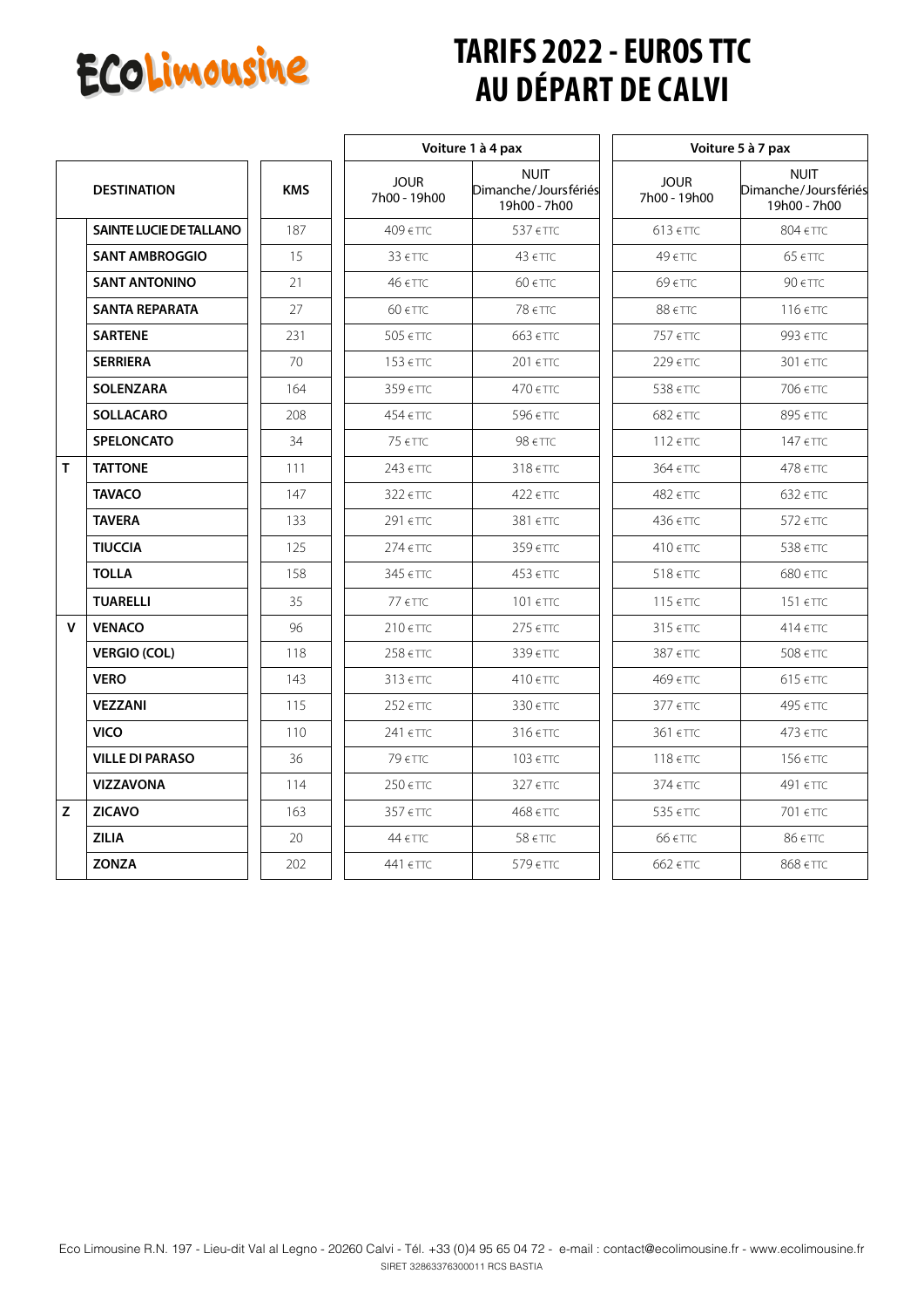EcoLimousine

# TARIFS 2022 - EUROS TTC AU DÉPART DE CALVI

| | DESTINATION | KMS | Voiture 1 à 4 pax | | Voiture 5 à 7 pax | |
|---|---|---|---|---|---|---|
| | | | JOUR 7h00 - 19h00 | NUIT Dimanche/Jours fériés 19h00 - 7h00 | JOUR 7h00 - 19h00 | NUIT Dimanche/Jours fériés 19h00 - 7h00 |
| | **SAINTE LUCIE DE TALLANO** | 187 | 409 €TTC | 537 €TTC | 613 €TTC | 804 €TTC |
| | **SANT AMBROGGIO** | 15 | 33 €TTC | 43 €TTC | 49 €TTC | 65 €TTC |
| | **SANT ANTONINO** | 21 | 46 €TTC | 60 €TTC | 69 €TTC | 90 €TTC |
| | **SANTA REPARATA** | 27 | 60 €TTC | 78 €TTC | 88 €TTC | 116 €TTC |
| | **SARTENE** | 231 | 505 €TTC | 663 €TTC | 757 €TTC | 993 €TTC |
| | **SERRIERA** | 70 | 153 €TTC | 201 €TTC | 229 €TTC | 301 €TTC |
| | **SOLENZARA** | 164 | 359 €TTC | 470 €TTC | 538 €TTC | 706 €TTC |
| | **SOLLACARO** | 208 | 454 €TTC | 596 €TTC | 682 €TTC | 895 €TTC |
| | **SPELONCATO** | 34 | 75 €TTC | 98 €TTC | 112 €TTC | 147 €TTC |
| **T** | **TATTONE** | 111 | 243 €TTC | 318 €TTC | 364 €TTC | 478 €TTC |
| | **TAVACO** | 147 | 322 €TTC | 422 €TTC | 482 €TTC | 632 €TTC |
| | **TAVERA** | 133 | 291 €TTC | 381 €TTC | 436 €TTC | 572 €TTC |
| | **TIUCCIA** | 125 | 274 €TTC | 359 €TTC | 410 €TTC | 538 €TTC |
| | **TOLLA** | 158 | 345 €TTC | 453 €TTC | 518 €TTC | 680 €TTC |
| | **TUARELLI** | 35 | 77 €TTC | 101 €TTC | 115 €TTC | 151 €TTC |
| **V** | **VENACO** | 96 | 210 €TTC | 275 €TTC | 315 €TTC | 414 €TTC |
| | **VERGIO (COL)** | 118 | 258 €TTC | 339 €TTC | 387 €TTC | 508 €TTC |
| | **VERO** | 143 | 313 €TTC | 410 €TTC | 469 €TTC | 615 €TTC |
| | **VEZZANI** | 115 | 252 €TTC | 330 €TTC | 377 €TTC | 495 €TTC |
| | **VICO** | 110 | 241 €TTC | 316 €TTC | 361 €TTC | 473 €TTC |
| | **VILLE DI PARASO** | 36 | 79 €TTC | 103 €TTC | 118 €TTC | 156 €TTC |
| | **VIZZAVONA** | 114 | 250 €TTC | 327 €TTC | 374 €TTC | 491 €TTC |
| **Z** | **ZICAVO** | 163 | 357 €TTC | 468 €TTC | 535 €TTC | 701 €TTC |
| | **ZILIA** | 20 | 44 €TTC | 58 €TTC | 66 €TTC | 86 €TTC |
| | **ZONZA** | 202 | 441 €TTC | 579 €TTC | 662 €TTC | 868 €TTC |

Eco Limousine R.N. 197 - Lieu-dit Val al Legno - 20260 Calvi - Tél. +33 (0)4 95 65 04 72 - e-mail : contact@ecolimousine.fr - www.ecolimousine.fr
SIRET 32863376300011 RCS BASTIA